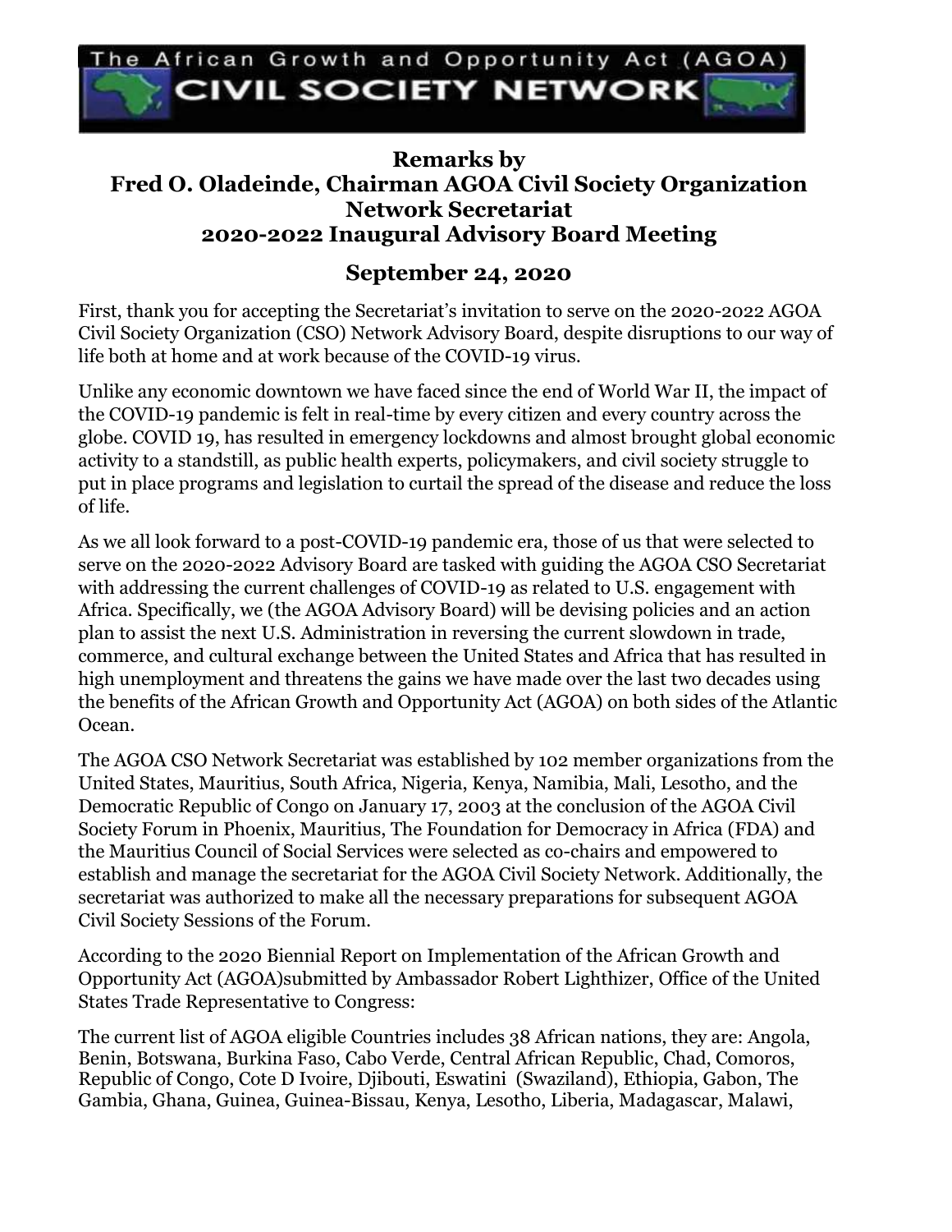The African Growth and Opportunity Act (AGOA) CIVIL SOCIETY NETWORK

## Remarks by
## Fred O. Oladeinde, Chairman AGOA Civil Society Organization Network Secretariat
## 2020-2022 Inaugural Advisory Board Meeting

## September 24, 2020

First, thank you for accepting the Secretariat's invitation to serve on the 2020-2022 AGOA Civil Society Organization (CSO) Network Advisory Board, despite disruptions to our way of life both at home and at work because of the COVID-19 virus.

Unlike any economic downtown we have faced since the end of World War II, the impact of the COVID-19 pandemic is felt in real-time by every citizen and every country across the globe. COVID 19, has resulted in emergency lockdowns and almost brought global economic activity to a standstill, as public health experts, policymakers, and civil society struggle to put in place programs and legislation to curtail the spread of the disease and reduce the loss of life.

As we all look forward to a post-COVID-19 pandemic era, those of us that were selected to serve on the 2020-2022 Advisory Board are tasked with guiding the AGOA CSO Secretariat with addressing the current challenges of COVID-19 as related to U.S. engagement with Africa. Specifically, we (the AGOA Advisory Board) will be devising policies and an action plan to assist the next U.S. Administration in reversing the current slowdown in trade, commerce, and cultural exchange between the United States and Africa that has resulted in high unemployment and threatens the gains we have made over the last two decades using the benefits of the African Growth and Opportunity Act (AGOA) on both sides of the Atlantic Ocean.

The AGOA CSO Network Secretariat was established by 102 member organizations from the United States, Mauritius, South Africa, Nigeria, Kenya, Namibia, Mali, Lesotho, and the Democratic Republic of Congo on January 17, 2003 at the conclusion of the AGOA Civil Society Forum in Phoenix, Mauritius, The Foundation for Democracy in Africa (FDA) and the Mauritius Council of Social Services were selected as co-chairs and empowered to establish and manage the secretariat for the AGOA Civil Society Network. Additionally, the secretariat was authorized to make all the necessary preparations for subsequent AGOA Civil Society Sessions of the Forum.

According to the 2020 Biennial Report on Implementation of the African Growth and Opportunity Act (AGOA)submitted by Ambassador Robert Lighthizer, Office of the United States Trade Representative to Congress:

The current list of AGOA eligible Countries includes 38 African nations, they are: Angola, Benin, Botswana, Burkina Faso, Cabo Verde, Central African Republic, Chad, Comoros, Republic of Congo, Cote D Ivoire, Djibouti, Eswatini (Swaziland), Ethiopia, Gabon, The Gambia, Ghana, Guinea, Guinea-Bissau, Kenya, Lesotho, Liberia, Madagascar, Malawi,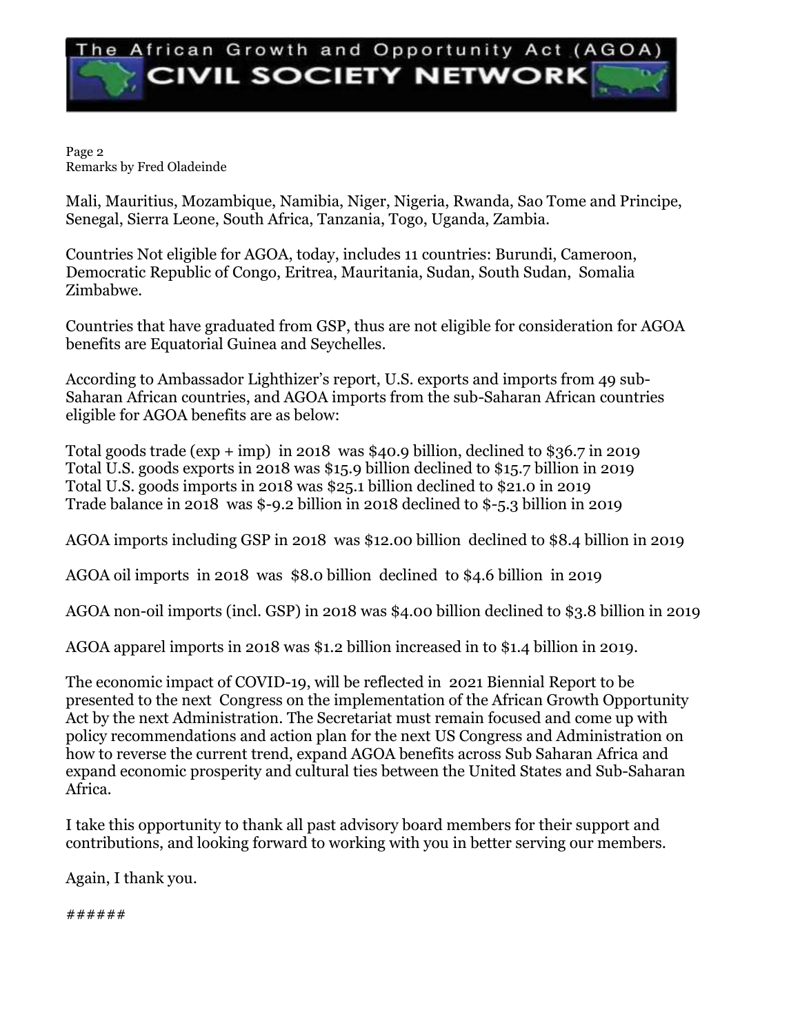Mali, Mauritius, Mozambique, Namibia, Niger, Nigeria, Rwanda, Sao Tome and Principe, Senegal, Sierra Leone, South Africa, Tanzania, Togo, Uganda, Zambia.

Countries Not eligible for AGOA, today, includes 11 countries: Burundi, Cameroon, Democratic Republic of Congo, Eritrea, Mauritania, Sudan, South Sudan, Somalia Zimbabwe.

Countries that have graduated from GSP, thus are not eligible for consideration for AGOA benefits are Equatorial Guinea and Seychelles.

According to Ambassador Lighthizer's report, U.S. exports and imports from 49 sub-Saharan African countries, and AGOA imports from the sub-Saharan African countries eligible for AGOA benefits are as below:

Total goods trade (exp + imp) in 2018 was $40.9 billion, declined to $36.7 in 2019
Total U.S. goods exports in 2018 was $15.9 billion declined to $15.7 billion in 2019
Total U.S. goods imports in 2018 was $25.1 billion declined to $21.0 in 2019
Trade balance in 2018 was $-9.2 billion in 2018 declined to $-5.3 billion in 2019

AGOA imports including GSP in 2018 was $12.00 billion declined to $8.4 billion in 2019

AGOA oil imports in 2018 was $8.0 billion declined to $4.6 billion in 2019

AGOA non-oil imports (incl. GSP) in 2018 was $4.00 billion declined to $3.8 billion in 2019

AGOA apparel imports in 2018 was $1.2 billion increased in to $1.4 billion in 2019.

The economic impact of COVID-19, will be reflected in 2021 Biennial Report to be presented to the next Congress on the implementation of the African Growth Opportunity Act by the next Administration. The Secretariat must remain focused and come up with policy recommendations and action plan for the next US Congress and Administration on how to reverse the current trend, expand AGOA benefits across Sub Saharan Africa and expand economic prosperity and cultural ties between the United States and Sub-Saharan Africa.

I take this opportunity to thank all past advisory board members for their support and contributions, and looking forward to working with you in better serving our members.

Again, I thank you.

######